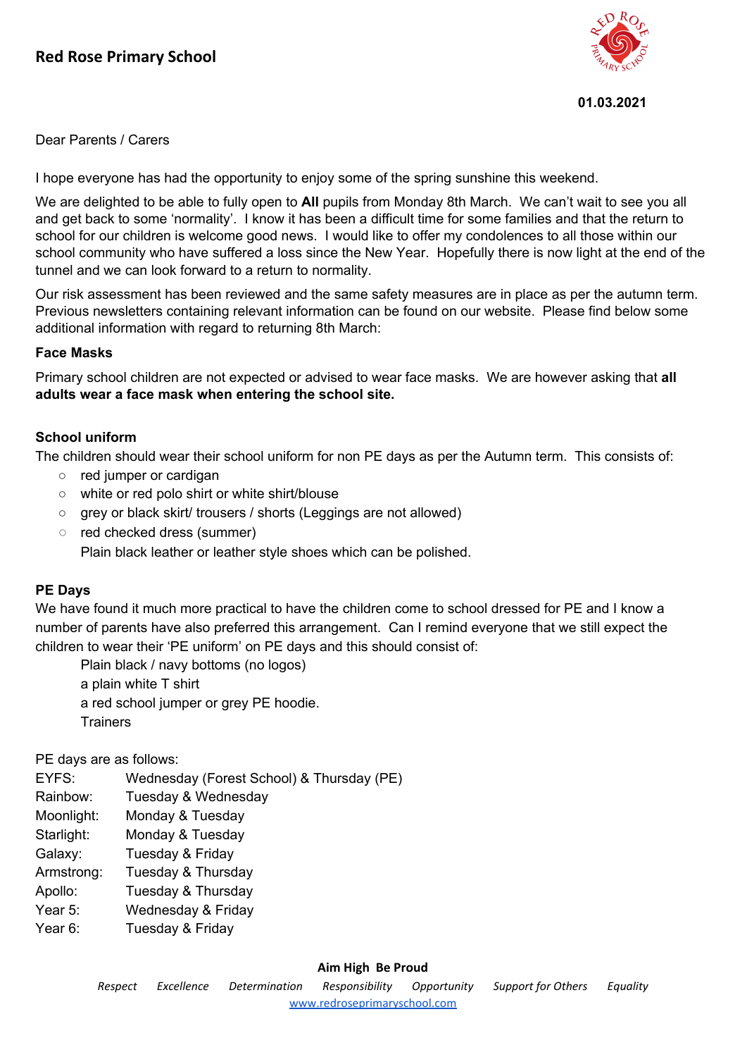# Red Rose Primary School

**01.03.2021**

Dear Parents / Carers

I hope everyone has had the opportunity to enjoy some of the spring sunshine this weekend.

We are delighted to be able to fully open to **All** pupils from Monday 8th March. We can't wait to see you all and get back to some 'normality'. I know it has been a difficult time for some families and that the return to school for our children is welcome good news. I would like to offer my condolences to all those within our school community who have suffered a loss since the New Year. Hopefully there is now light at the end of the tunnel and we can look forward to a return to normality.

Our risk assessment has been reviewed and the same safety measures are in place as per the autumn term. Previous newsletters containing relevant information can be found on our website. Please find below some additional information with regard to returning 8th March:

**Face Masks**

Primary school children are not expected or advised to wear face masks. We are however asking that **all adults wear a face mask when entering the school site.**

**School uniform**

The children should wear their school uniform for non PE days as per the Autumn term. This consists of:

- red jumper or cardigan
- white or red polo shirt or white shirt/blouse
- grey or black skirt/ trousers / shorts (Leggings are not allowed)
- red checked dress (summer)

  Plain black leather or leather style shoes which can be polished.

**PE Days**

We have found it much more practical to have the children come to school dressed for PE and I know a number of parents have also preferred this arrangement. Can I remind everyone that we still expect the children to wear their 'PE uniform' on PE days and this should consist of:

Plain black / navy bottoms (no logos)
a plain white T shirt
a red school jumper or grey PE hoodie.
Trainers

PE days are as follows:

| | |
|---|---|
| EYFS: | Wednesday (Forest School) & Thursday (PE) |
| Rainbow: | Tuesday & Wednesday |
| Moonlight: | Monday & Tuesday |
| Starlight: | Monday & Tuesday |
| Galaxy: | Tuesday & Friday |
| Armstrong: | Tuesday & Thursday |
| Apollo: | Tuesday & Thursday |
| Year 5: | Wednesday & Friday |
| Year 6: | Tuesday & Friday |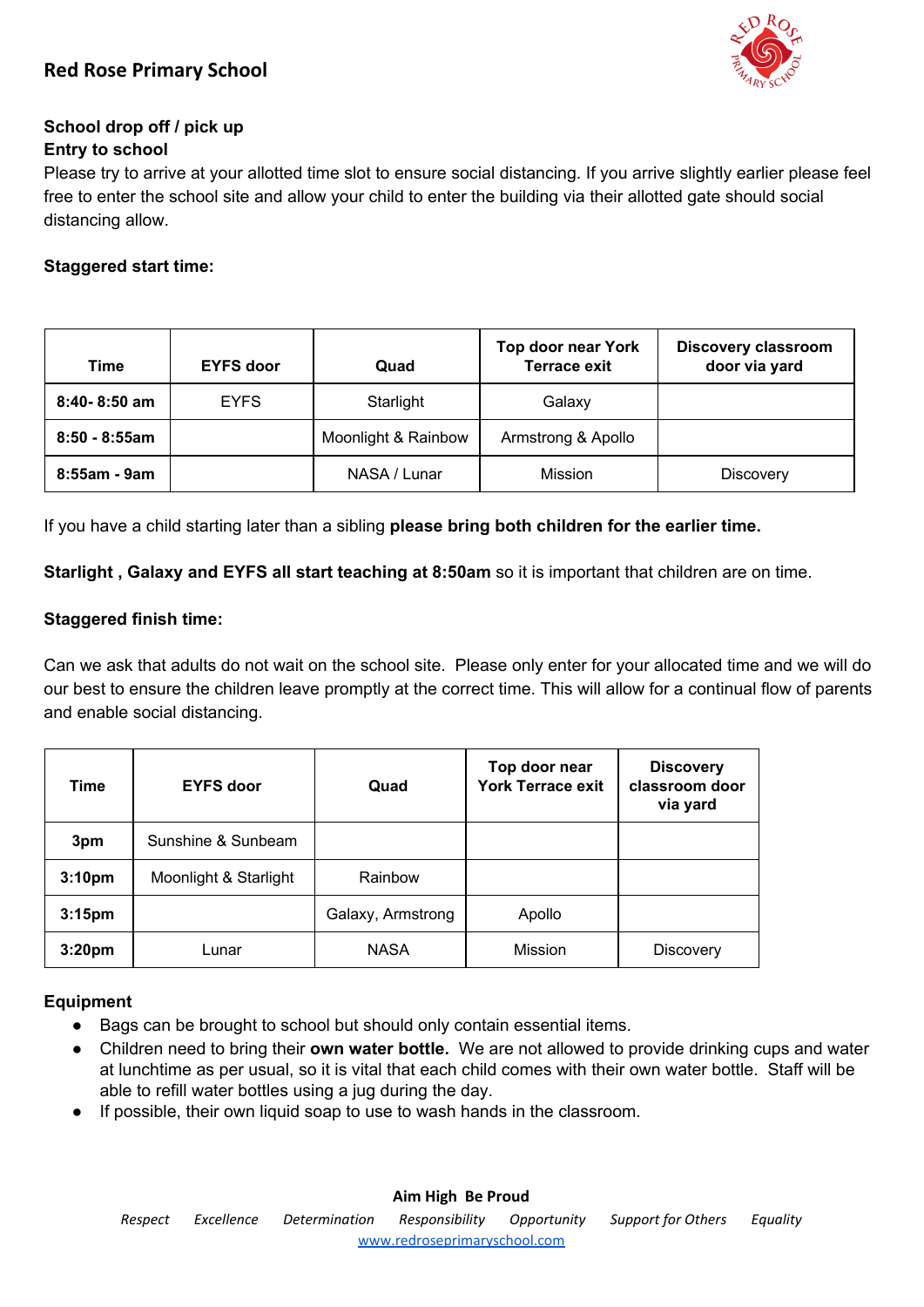## Red Rose Primary School

**School drop off / pick up**
**Entry to school**
Please try to arrive at your allotted time slot to ensure social distancing. If you arrive slightly earlier please feel free to enter the school site and allow your child to enter the building via their allotted gate should social distancing allow.

**Staggered start time:**

| Time | EYFS door | Quad | Top door near York Terrace exit | Discovery classroom door via yard |
|---|---|---|---|---|
| **8:40- 8:50 am** | EYFS | Starlight | Galaxy | |
| **8:50 - 8:55am** | | Moonlight & Rainbow | Armstrong & Apollo | |
| **8:55am - 9am** | | NASA / Lunar | Mission | Discovery |

If you have a child starting later than a sibling **please bring both children for the earlier time.**

**Starlight , Galaxy and EYFS all start teaching at 8:50am** so it is important that children are on time.

**Staggered finish time:**

Can we ask that adults do not wait on the school site. Please only enter for your allocated time and we will do our best to ensure the children leave promptly at the correct time. This will allow for a continual flow of parents and enable social distancing.

| Time | EYFS door | Quad | Top door near York Terrace exit | Discovery classroom door via yard |
|---|---|---|---|---|
| **3pm** | Sunshine & Sunbeam | | | |
| **3:10pm** | Moonlight & Starlight | Rainbow | | |
| **3:15pm** | | Galaxy, Armstrong | Apollo | |
| **3:20pm** | Lunar | NASA | Mission | Discovery |

**Equipment**

- Bags can be brought to school but should only contain essential items.
- Children need to bring their **own water bottle.** We are not allowed to provide drinking cups and water at lunchtime as per usual, so it is vital that each child comes with their own water bottle. Staff will be able to refill water bottles using a jug during the day.
- If possible, their own liquid soap to use to wash hands in the classroom.

**Aim High Be Proud**
*Respect Excellence Determination Responsibility Opportunity Support for Others Equality*
www.redroseprimaryschool.com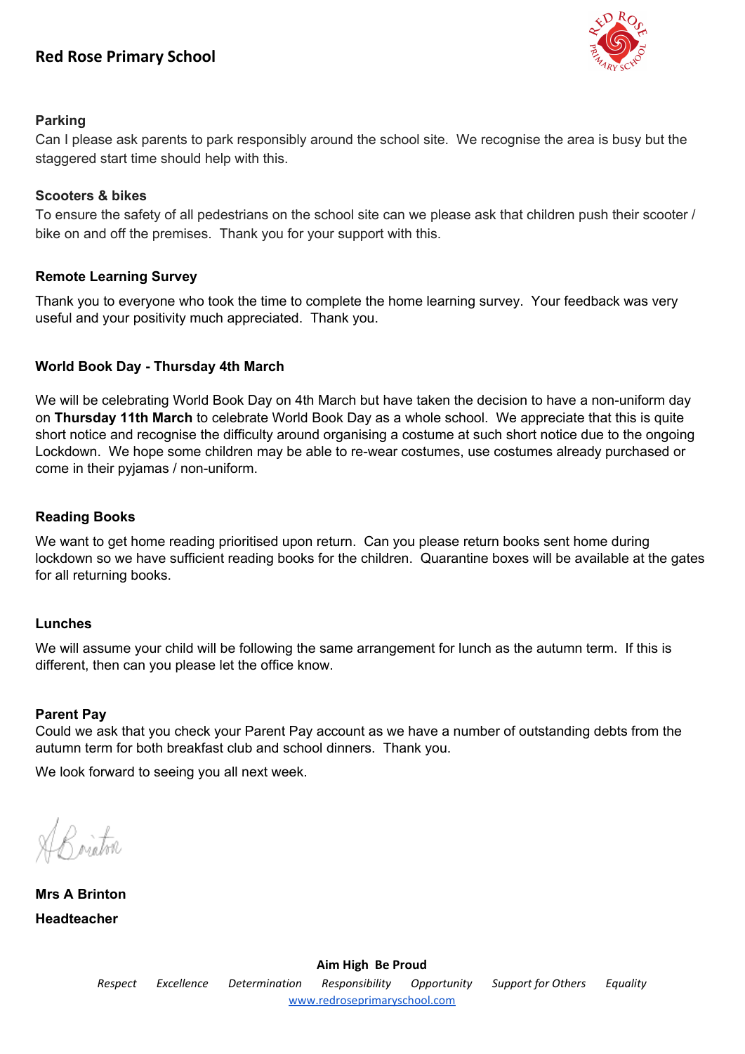## Parking

Can I please ask parents to park responsibly around the school site. We recognise the area is busy but the staggered start time should help with this.

## Scooters & bikes

To ensure the safety of all pedestrians on the school site can we please ask that children push their scooter / bike on and off the premises. Thank you for your support with this.

## Remote Learning Survey

Thank you to everyone who took the time to complete the home learning survey. Your feedback was very useful and your positivity much appreciated. Thank you.

## World Book Day - Thursday 4th March

We will be celebrating World Book Day on 4th March but have taken the decision to have a non-uniform day on **Thursday 11th March** to celebrate World Book Day as a whole school. We appreciate that this is quite short notice and recognise the difficulty around organising a costume at such short notice due to the ongoing Lockdown. We hope some children may be able to re-wear costumes, use costumes already purchased or come in their pyjamas / non-uniform.

## Reading Books

We want to get home reading prioritised upon return. Can you please return books sent home during lockdown so we have sufficient reading books for the children. Quarantine boxes will be available at the gates for all returning books.

## Lunches

We will assume your child will be following the same arrangement for lunch as the autumn term. If this is different, then can you please let the office know.

## Parent Pay

Could we ask that you check your Parent Pay account as we have a number of outstanding debts from the autumn term for both breakfast club and school dinners. Thank you.

We look forward to seeing you all next week.

**Mrs A Brinton**

**Headteacher**

**Aim High Be Proud**

*Respect Excellence Determination Responsibility Opportunity Support for Others Equality*

www.redroseprimaryschool.com